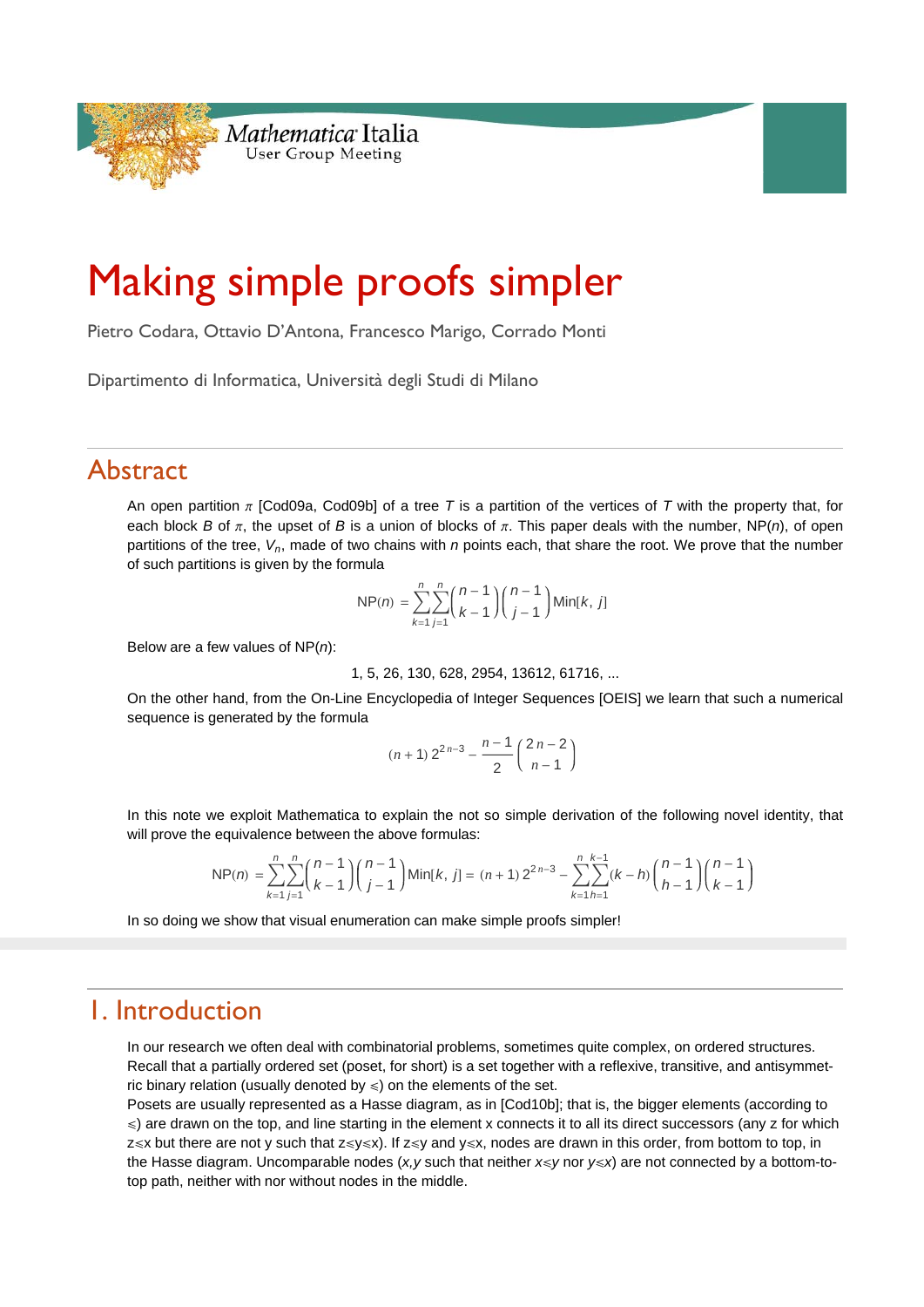Mathematica Italia
User Group Meeting

# Making simple proofs simpler

Pietro Codara, Ottavio D'Antona, Francesco Marigo, Corrado Monti

Dipartimento di Informatica, Università degli Studi di Milano

## Abstract

An open partition $\pi$ [Cod09a, Cod09b] of a tree $T$ is a partition of the vertices of $T$ with the property that, for each block $B$ of $\pi$, the upset of $B$ is a union of blocks of $\pi$. This paper deals with the number, NP($n$), of open partitions of the tree, $V_n$, made of two chains with $n$ points each, that share the root. We prove that the number of such partitions is given by the formula

$$\mathrm{NP}(n) = \sum_{k=1}^{n}\sum_{j=1}^{n}\binom{n-1}{k-1}\binom{n-1}{j-1}\mathrm{Min}[k,\,j]$$

Below are a few values of NP($n$):

1, 5, 26, 130, 628, 2954, 13612, 61716, ...

On the other hand, from the On-Line Encyclopedia of Integer Sequences [OEIS] we learn that such a numerical sequence is generated by the formula

$$(n+1)\,2^{2n-3} - \frac{n-1}{2}\binom{2n-2}{n-1}$$

In this note we exploit Mathematica to explain the not so simple derivation of the following novel identity, that will prove the equivalence between the above formulas:

$$\mathrm{NP}(n) = \sum_{k=1}^{n}\sum_{j=1}^{n}\binom{n-1}{k-1}\binom{n-1}{j-1}\mathrm{Min}[k,\,j] = (n+1)\,2^{2n-3} - \sum_{k=1}^{n}\sum_{h=1}^{k-1}(k-h)\binom{n-1}{h-1}\binom{n-1}{k-1}$$

In so doing we show that visual enumeration can make simple proofs simpler!

## 1. Introduction

In our research we often deal with combinatorial problems, sometimes quite complex, on ordered structures. Recall that a partially ordered set (poset, for short) is a set together with a reflexive, transitive, and antisymmetric binary relation (usually denoted by $\leqslant$) on the elements of the set.

Posets are usually represented as a Hasse diagram, as in [Cod10b]; that is, the bigger elements (according to $\leqslant$) are drawn on the top, and line starting in the element x connects it to all its direct successors (any z for which $z\leqslant x$ but there are not y such that $z\leqslant y\leqslant x$). If $z\leqslant y$ and $y\leqslant x$, nodes are drawn in this order, from bottom to top, in the Hasse diagram. Uncomparable nodes ($x,y$ such that neither $x\leqslant y$ nor $y\leqslant x$) are not connected by a bottom-to-top path, neither with nor without nodes in the middle.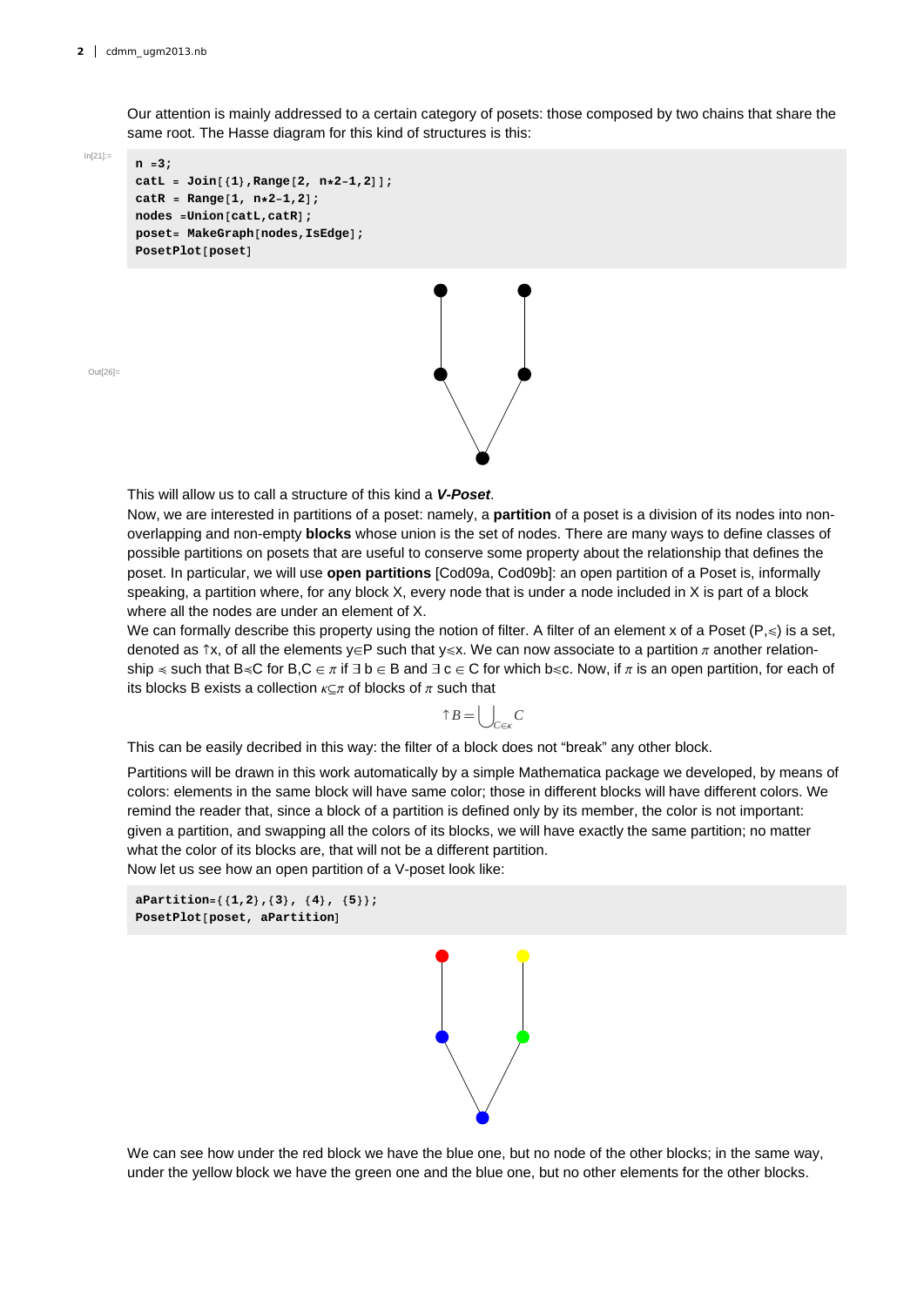Our attention is mainly addressed to a certain category of posets: those composed by two chains that share the same root. The Hasse diagram for this kind of structures is this:

```
n =3;
catL = Join[{1},Range[2, n*2-1,2]];
catR = Range[1, n*2-1,2];
nodes =Union[catL,catR];
poset= MakeGraph[nodes,IsEdge];
PosetPlot[poset]
```

This will allow us to call a structure of this kind a ***V-Poset***.

Now, we are interested in partitions of a poset: namely, a **partition** of a poset is a division of its nodes into non-overlapping and non-empty **blocks** whose union is the set of nodes. There are many ways to define classes of possible partitions on posets that are useful to conserve some property about the relationship that defines the poset. In particular, we will use **open partitions** [Cod09a, Cod09b]: an open partition of a Poset is, informally speaking, a partition where, for any block X, every node that is under a node included in X is part of a block where all the nodes are under an element of X.

We can formally describe this property using the notion of filter. A filter of an element x of a Poset $(P,\preccurlyeq)$ is a set, denoted as $\uparrow x$, of all the elements $y \in P$ such that $y \preccurlyeq x$. We can now associate to a partition $\pi$ another relationship $\preccurlyeq$ such that $B \preccurlyeq C$ for $B,C \in \pi$ if $\exists$ b $\in$ B and $\exists$ c $\in$ C for which $b \preccurlyeq c$. Now, if $\pi$ is an open partition, for each of its blocks B exists a collection $\kappa \subseteq \pi$ of blocks of $\pi$ such that

$$\uparrow B = \bigcup_{C \in \kappa} C$$

This can be easily decribed in this way: the filter of a block does not "break" any other block.

Partitions will be drawn in this work automatically by a simple Mathematica package we developed, by means of colors: elements in the same block will have same color; those in different blocks will have different colors. We remind the reader that, since a block of a partition is defined only by its member, the color is not important: given a partition, and swapping all the colors of its blocks, we will have exactly the same partition; no matter what the color of its blocks are, that will not be a different partition.

Now let us see how an open partition of a V-poset look like:

```
aPartition={{1,2},{3}, {4}, {5}};
PosetPlot[poset, aPartition]
```

We can see how under the red block we have the blue one, but no node of the other blocks; in the same way, under the yellow block we have the green one and the blue one, but no other elements for the other blocks.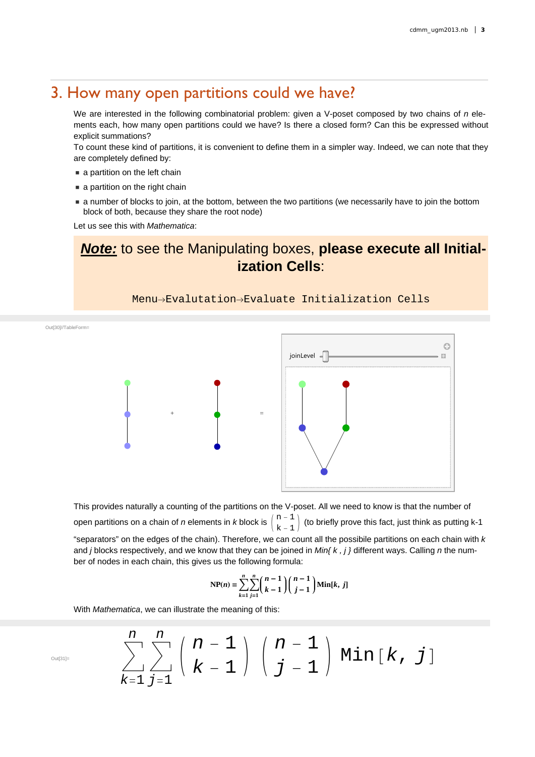## 3. How many open partitions could we have?

We are interested in the following combinatorial problem: given a V-poset composed by two chains of $n$ elements each, how many open partitions could we have? Is there a closed form? Can this be expressed without explicit summations?

To count these kind of partitions, it is convenient to define them in a simpler way. Indeed, we can note that they are completely defined by:

- a partition on the left chain
- a partition on the right chain
- a number of blocks to join, at the bottom, between the two partitions (we necessarily have to join the bottom block of both, because they share the root node)

Let us see this with *Mathematica*:

> ***Note:*** to see the Manipulating boxes, **please execute all Initialization Cells**:
>
> ```
> Menu→Evalutation→Evaluate Initialization Cells
> ```

Out[30]//TableForm=

+ =

joinLevel

This provides naturally a counting of the partitions on the V-poset. All we need to know is that the number of open partitions on a chain of $n$ elements in $k$ block is $\binom{n-1}{k-1}$ (to briefly prove this fact, just think as putting k-1 “separators” on the edges of the chain). Therefore, we can count all the possibile partitions on each chain with $k$ and $j$ blocks respectively, and we know that they can be joined in *Min{ k , j }* different ways. Calling $n$ the number of nodes in each chain, this gives us the following formula:

$$\mathbf{NP}(n) = \sum_{k=1}^{n}\sum_{j=1}^{n}\binom{n-1}{k-1}\binom{n-1}{j-1}\mathrm{Min}[k,\ j]$$

With *Mathematica*, we can illustrate the meaning of this:

Out[31]=

$$\sum_{k=1}^{n}\sum_{j=1}^{n}\binom{n-1}{k-1}\binom{n-1}{j-1}\mathrm{Min}[k,\ j]$$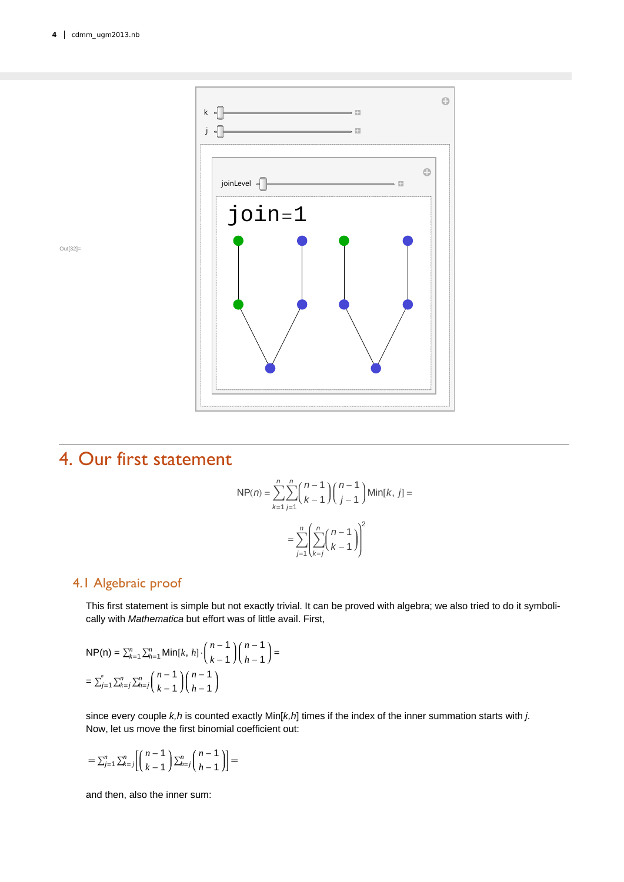Out[32]=

k

j

joinLevel

join=1

## 4. Our first statement

$$\text{NP}(n) = \sum_{k=1}^{n}\sum_{j=1}^{n}\binom{n-1}{k-1}\binom{n-1}{j-1}\text{Min}[k, j] =$$

$$= \sum_{j=1}^{n}\left(\sum_{k=j}^{n}\binom{n-1}{k-1}\right)^2$$

### 4.1 Algebraic proof

This first statement is simple but not exactly trivial. It can be proved with algebra; we also tried to do it symbolically with *Mathematica* but effort was of little avail. First,

$$\text{NP(n)} = \sum_{k=1}^{n}\sum_{h=1}^{n}\text{Min}[k, h]\cdot\binom{n-1}{k-1}\binom{n-1}{h-1} =$$

$$= \sum_{j=1}^{n}\sum_{k=j}^{n}\sum_{h=j}^{n}\binom{n-1}{k-1}\binom{n-1}{h-1}$$

since every couple *k*,*h* is counted exactly Min[*k*,*h*] times if the index of the inner summation starts with *j*.
Now, let us move the first binomial coefficient out:

$$= \sum_{j=1}^{n}\sum_{k=j}^{n}\left[\binom{n-1}{k-1}\sum_{h=j}^{n}\binom{n-1}{h-1}\right] =$$

and then, also the inner sum: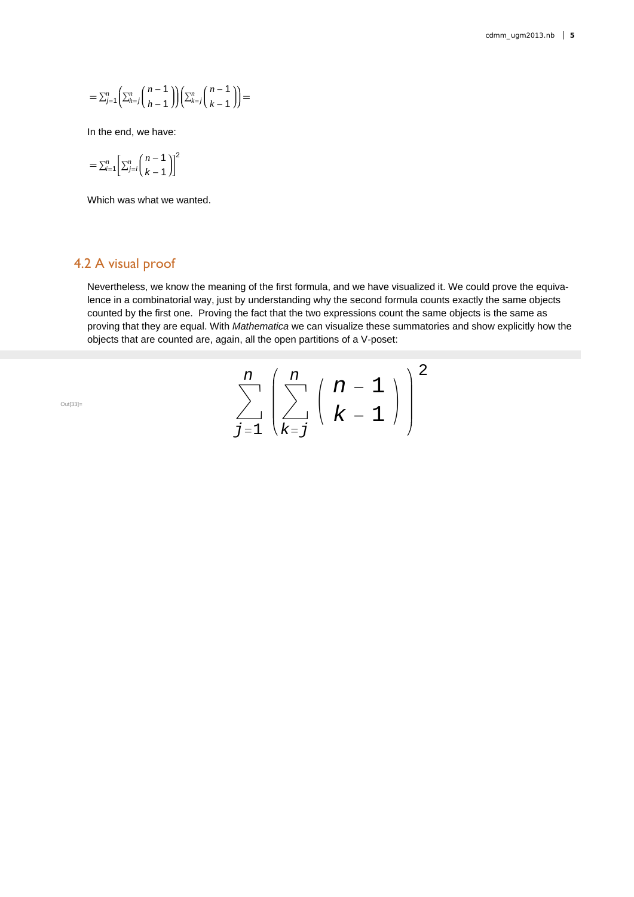$$= \sum_{j=1}^{n} \left( \sum_{h=j}^{n} \binom{n-1}{h-1} \right) \left( \sum_{k=j}^{n} \binom{n-1}{k-1} \right) =$$

In the end, we have:

$$= \sum_{i=1}^{n} \left[ \sum_{j=i}^{n} \binom{n-1}{k-1} \right]^2$$

Which was what we wanted.

## 4.2 A visual proof

Nevertheless, we know the meaning of the first formula, and we have visualized it. We could prove the equivalence in a combinatorial way, just by understanding why the second formula counts exactly the same objects counted by the first one. Proving the fact that the two expressions count the same objects is the same as proving that they are equal. With *Mathematica* we can visualize these summatories and show explicitly how the objects that are counted are, again, all the open partitions of a V-poset:

Out[33]=

$$\sum_{j=1}^{n} \left( \sum_{k=j}^{n} \binom{n-1}{k-1} \right)^2$$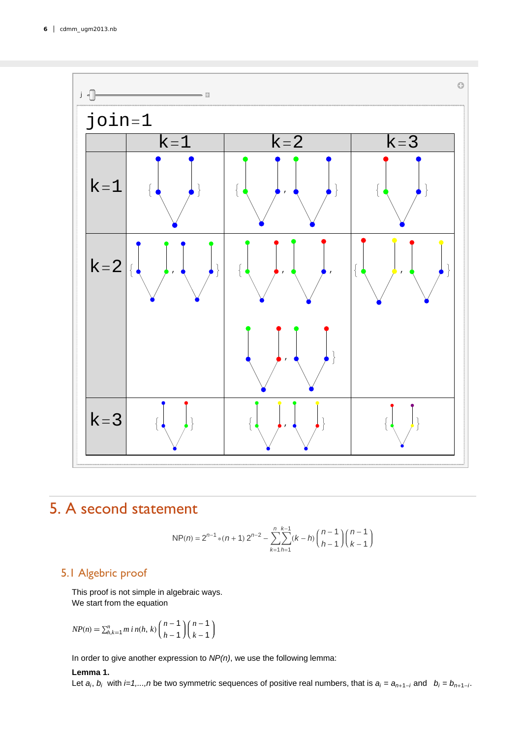j

join=1

|  | k=1 | k=2 | k=3 |
|---|---|---|---|
| k=1 | { } | { , } | { } |
| k=2 | { , } | { , , , } | { , } |
| k=3 | { } | { , } | { } |

## 5. A second statement

$$\text{NP}(n) = 2^{n-1} * (n+1)\, 2^{n-2} - \sum_{k=1}^{n} \sum_{h=1}^{k-1} (k-h) \binom{n-1}{h-1} \binom{n-1}{k-1}$$

### 5.1 Algebric proof

This proof is not simple in algebraic ways.
We start from the equation

$$NP(n) = \sum_{h,k=1}^{n} m\, i\, n(h, k) \binom{n-1}{h-1} \binom{n-1}{k-1}$$

In order to give another expression to *NP(n)*, we use the following lemma:

**Lemma 1.**
Let $a_i$, $b_i$ with $i=1,...,n$ be two symmetric sequences of positive real numbers, that is $a_i = a_{n+1-i}$ and $b_i = b_{n+1-i}$.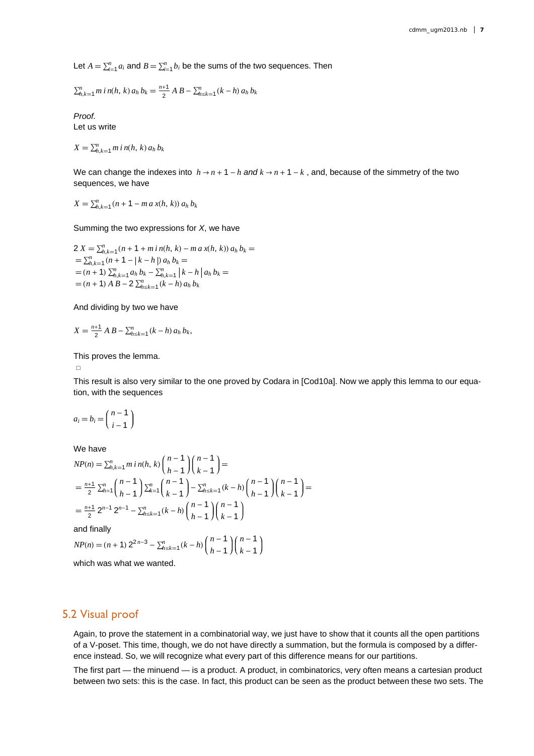Let $A = \sum_{i=1}^{n} a_i$ and $B = \sum_{i=1}^{n} b_i$ be the sums of the two sequences. Then

$$\sum_{h,k=1}^{n} min(h, k)\, a_h\, b_k = \frac{n+1}{2}\, A\, B - \sum_{h \le k=1}^{n} (k - h)\, a_h\, b_k$$

*Proof.*
Let us write

$$X = \sum_{h,k=1}^{n} min(h, k)\, a_h\, b_k$$

We can change the indexes into $h \to n + 1 - h$ *and* $k \to n + 1 - k$ , and, because of the simmetry of the two sequences, we have

$$X = \sum_{h,k=1}^{n} (n + 1 - max(h, k))\, a_h\, b_k$$

Summing the two expressions for $X$, we have

$$\begin{aligned}
2\, X &= \sum_{h,k=1}^{n} (n + 1 + min(h, k) - max(h, k))\, a_h\, b_k = \\
&= \sum_{h,k=1}^{n} (n + 1 - |\, k - h\, |)\, a_h\, b_k = \\
&= (n + 1) \sum_{h,k=1}^{n} a_h\, b_k - \sum_{h,k=1}^{n} \left| k - h \right| a_h\, b_k = \\
&= (n + 1)\, A\, B - 2 \sum_{h \le k=1}^{n} (k - h)\, a_h\, b_k
\end{aligned}$$

And dividing by two we have

$$X = \frac{n+1}{2}\, A\, B - \sum_{h \le k=1}^{n} (k - h)\, a_h\, b_k,$$

This proves the lemma.

□

This result is also very similar to the one proved by Codara in [Cod10a]. Now we apply this lemma to our equation, with the sequences

$$a_i = b_i = \binom{n-1}{i-1}$$

We have

$$\begin{aligned}
NP(n) &= \sum_{h,k=1}^{n} min(h, k) \binom{n-1}{h-1} \binom{n-1}{k-1} = \\
&= \frac{n+1}{2} \sum_{h=1}^{n} \binom{n-1}{h-1} \sum_{k=1}^{n} \binom{n-1}{k-1} - \sum_{h \le k=1}^{n} (k - h) \binom{n-1}{h-1} \binom{n-1}{k-1} = \\
&= \frac{n+1}{2}\, 2^{n-1}\, 2^{n-1} - \sum_{h \le k=1}^{n} (k - h) \binom{n-1}{h-1} \binom{n-1}{k-1}
\end{aligned}$$

and finally

$$NP(n) = (n + 1)\, 2^{2n-3} - \sum_{h \le k=1}^{n} (k - h) \binom{n-1}{h-1} \binom{n-1}{k-1}$$

which was what we wanted.

## 5.2 Visual proof

Again, to prove the statement in a combinatorial way, we just have to show that it counts all the open partitions of a V-poset. This time, though, we do not have directly a summation, but the formula is composed by a difference instead. So, we will recognize what every part of this difference means for our partitions.

The first part — the minuend — is a product. A product, in combinatorics, very often means a cartesian product between two sets: this is the case. In fact, this product can be seen as the product between these two sets. The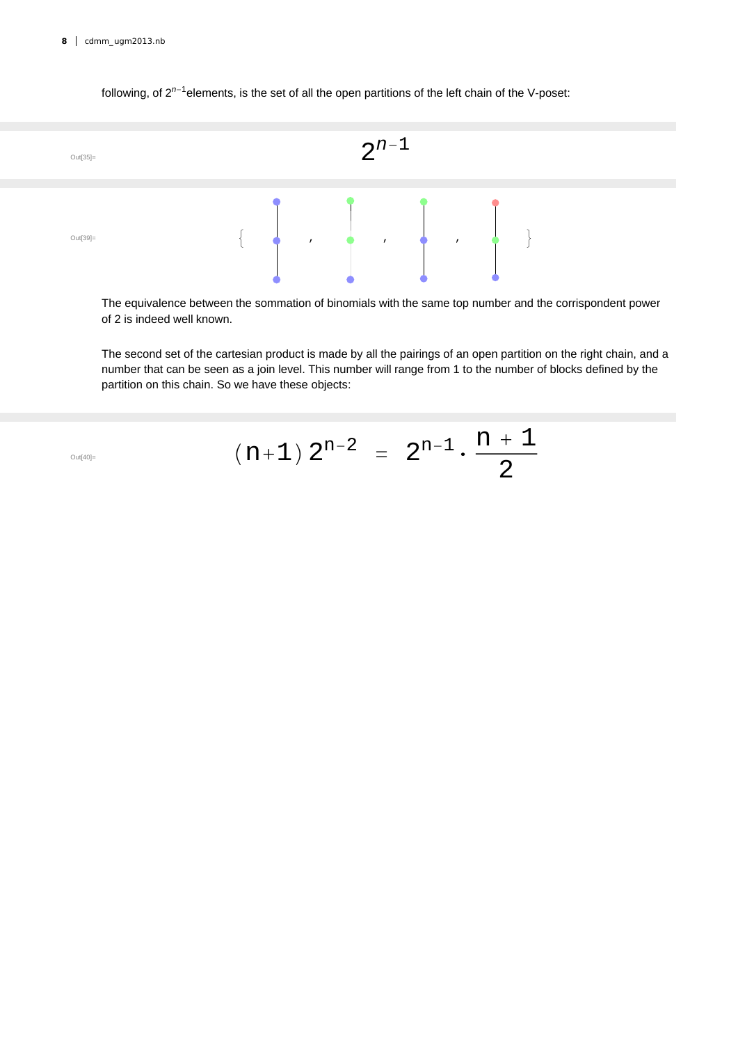following, of $2^{n-1}$elements, is the set of all the open partitions of the left chain of the V-poset:

Out[35]=

$$2^{n-1}$$

Out[39]=

The equivalence between the sommation of binomials with the same top number and the corrispondent power of 2 is indeed well known.

The second set of the cartesian product is made by all the pairings of an open partition on the right chain, and a number that can be seen as a join level. This number will range from 1 to the number of blocks defined by the partition on this chain. So we have these objects:

Out[40]=

$$(n+1)\, 2^{n-2} = 2^{n-1} \cdot \frac{n+1}{2}$$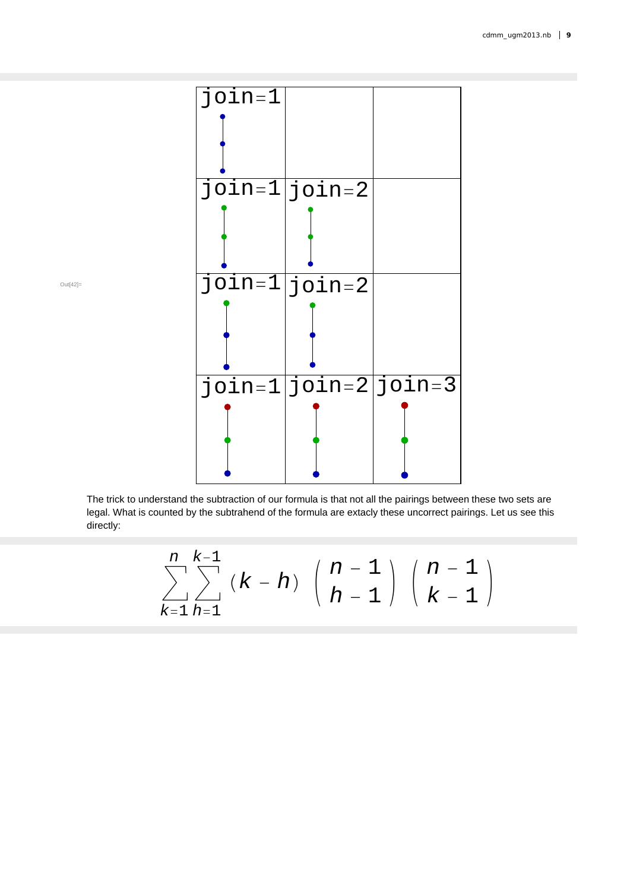Out[42]=

| join=1 | | |
|---|---|---|
| join=1 | join=2 | |
| join=1 | join=2 | |
| join=1 | join=2 | join=3 |

The trick to understand the subtraction of our formula is that not all the pairings between these two sets are legal. What is counted by the subtrahend of the formula are extacly these uncorrect pairings. Let us see this directly:

$$\sum_{k=1}^{n}\sum_{h=1}^{k-1}(k-h)\binom{n-1}{h-1}\binom{n-1}{k-1}$$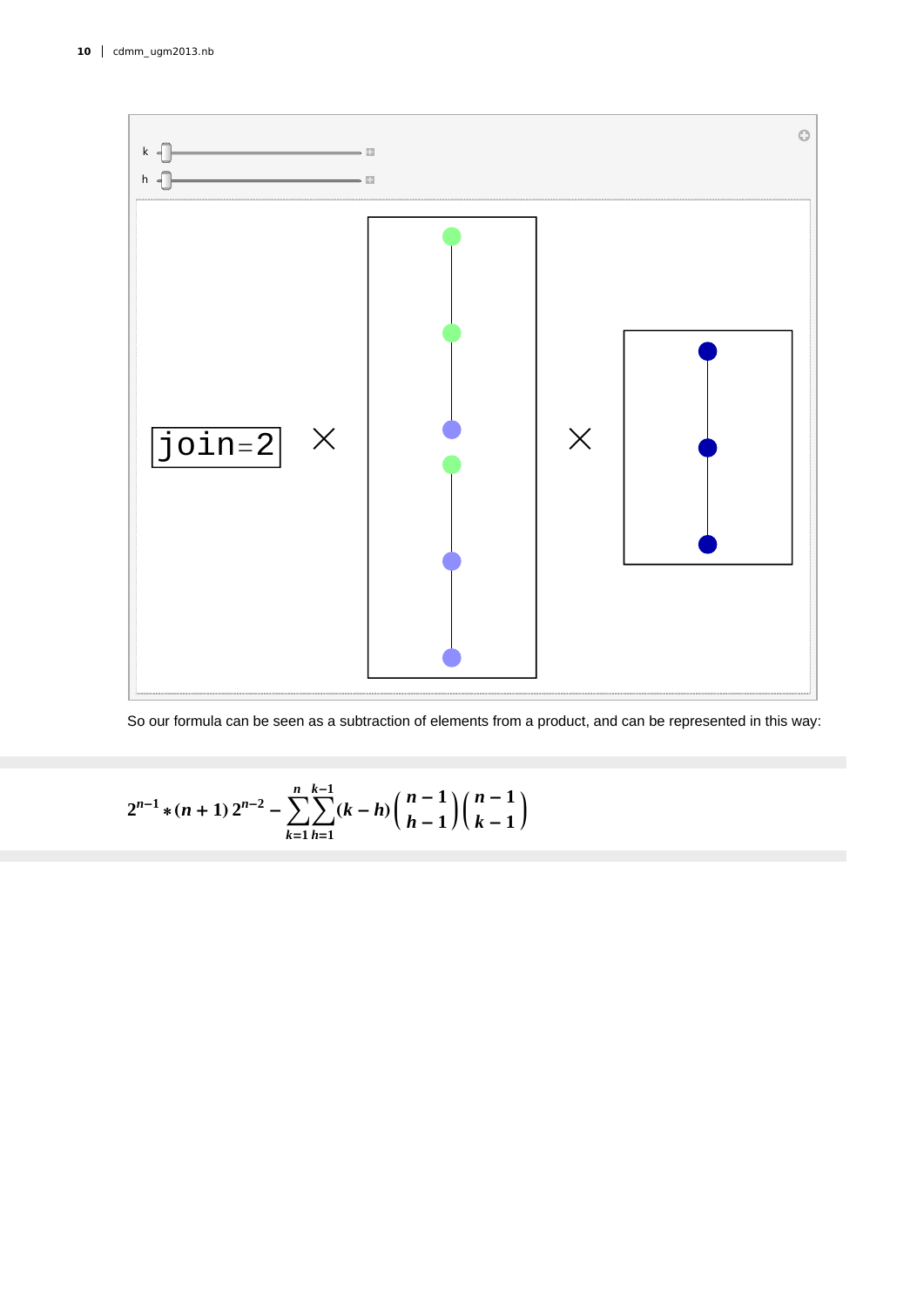k

h

join=2 × ×

So our formula can be seen as a subtraction of elements from a product, and can be represented in this way:

$$2^{n-1} * (n+1)\, 2^{n-2} - \sum_{k=1}^{n} \sum_{h=1}^{k-1} (k-h) \binom{n-1}{h-1} \binom{n-1}{k-1}$$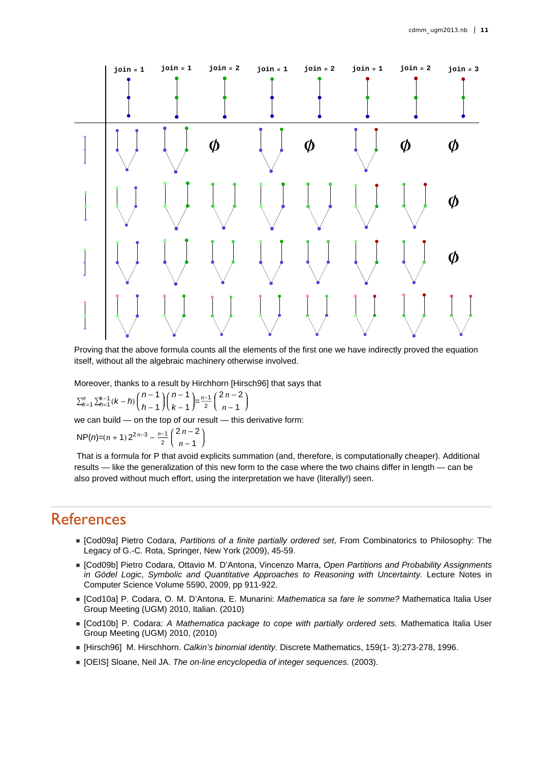join = 1 join = 1 join = 2 join = 1 join = 2 join = 1 join = 2 join = 3

ϕ ϕ ϕ ϕ

ϕ

ϕ

Proving that the above formula counts all the elements of the first one we have indirectly proved the equation itself, without all the algebraic machinery otherwise involved.

Moreover, thanks to a result by Hirchhorn [Hirsch96] that says that

$$\sum_{k=1}^{n} \sum_{h=1}^{k-1} (k-h) \binom{n-1}{h-1} \binom{n-1}{k-1} = \frac{n-1}{2} \binom{2n-2}{n-1}$$

we can build — on the top of our result — this derivative form:

$$\mathrm{NP}(n) = (n+1)\, 2^{2n-3} - \frac{n-1}{2} \binom{2n-2}{n-1}$$

That is a formula for P that avoid explicits summation (and, therefore, is computationally cheaper). Additional results — like the generalization of this new form to the case where the two chains differ in length — can be also proved without much effort, using the interpretation we have (literally!) seen.

# References

- [Cod09a] Pietro Codara, *Partitions of a finite partially ordered set*, From Combinatorics to Philosophy: The Legacy of G.-C. Rota, Springer, New York (2009), 45-59.
- [Cod09b] Pietro Codara, Ottavio M. D'Antona, Vincenzo Marra, *Open Partitions and Probability Assignments in Gödel Logic*, *Symbolic and Quantitative Approaches to Reasoning with Uncertainty.* Lecture Notes in Computer Science Volume 5590, 2009, pp 911-922.
- [Cod10a] P. Codara, O. M. D'Antona, E. Munarini: *Mathematica sa fare le somme?* Mathematica Italia User Group Meeting (UGM) 2010, Italian. (2010)
- [Cod10b] P. Codara: *A Mathematica package to cope with partially ordered sets.* Mathematica Italia User Group Meeting (UGM) 2010, (2010)
- [Hirsch96] M. Hirschhorn. *Calkin's binomial identity*. Discrete Mathematics, 159(1- 3):273-278, 1996.
- [OEIS] Sloane, Neil JA. *The on-line encyclopedia of integer sequences.* (2003).